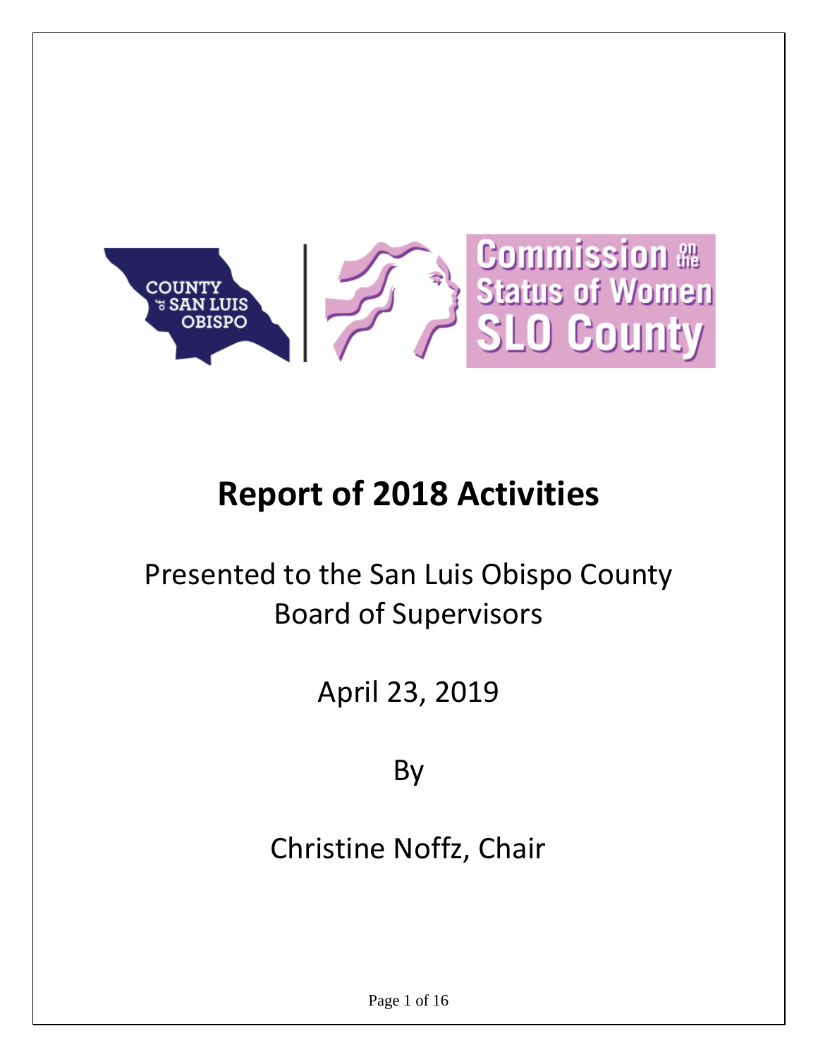# Report of 2018 Activities

Presented to the San Luis Obispo County Board of Supervisors

April 23, 2019

By

Christine Noffz, Chair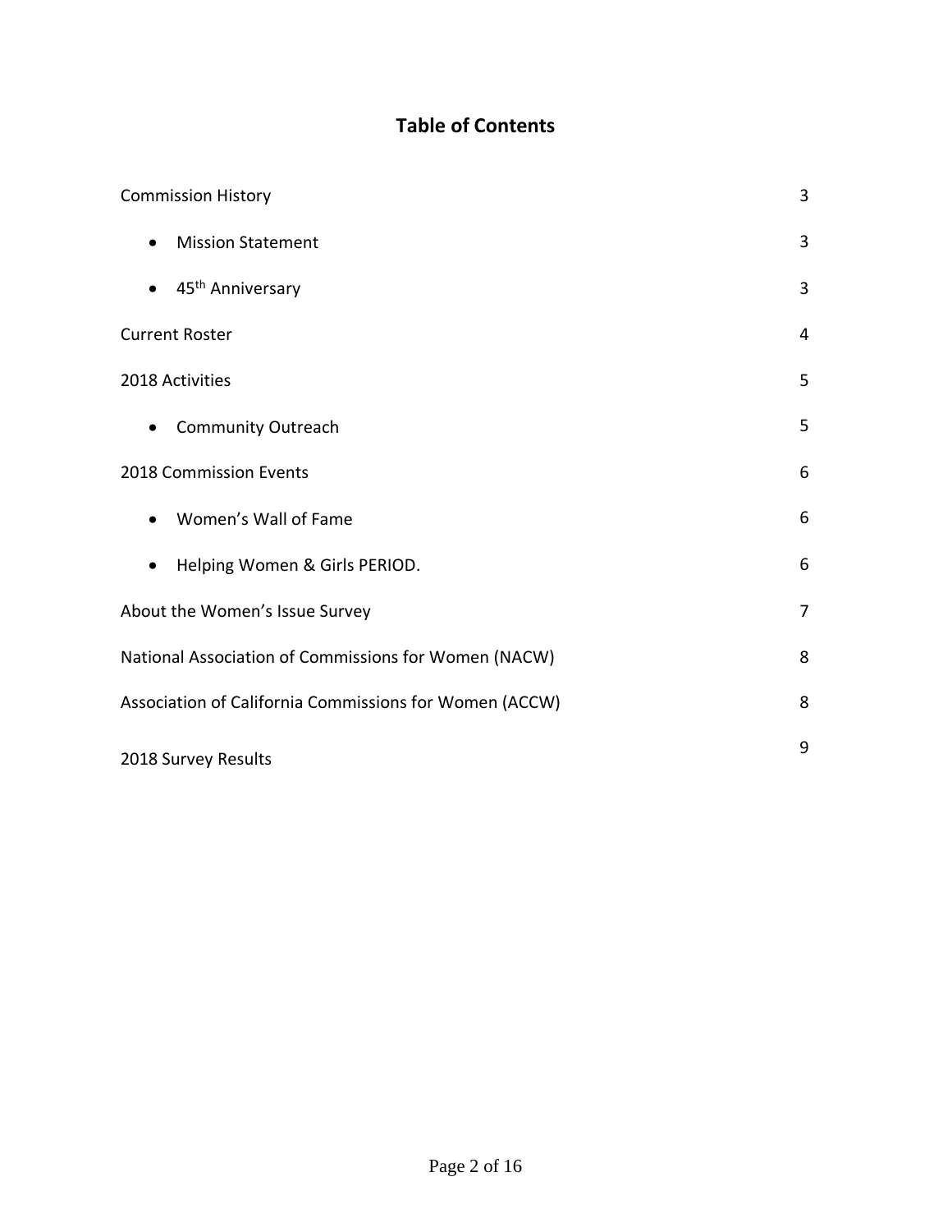# Table of Contents

| | |
|---|---|
| Commission History | 3 |
| • Mission Statement | 3 |
| • 45th Anniversary | 3 |
| Current Roster | 4 |
| 2018 Activities | 5 |
| • Community Outreach | 5 |
| 2018 Commission Events | 6 |
| • Women's Wall of Fame | 6 |
| • Helping Women & Girls PERIOD. | 6 |
| About the Women's Issue Survey | 7 |
| National Association of Commissions for Women (NACW) | 8 |
| Association of California Commissions for Women (ACCW) | 8 |
| 2018 Survey Results | 9 |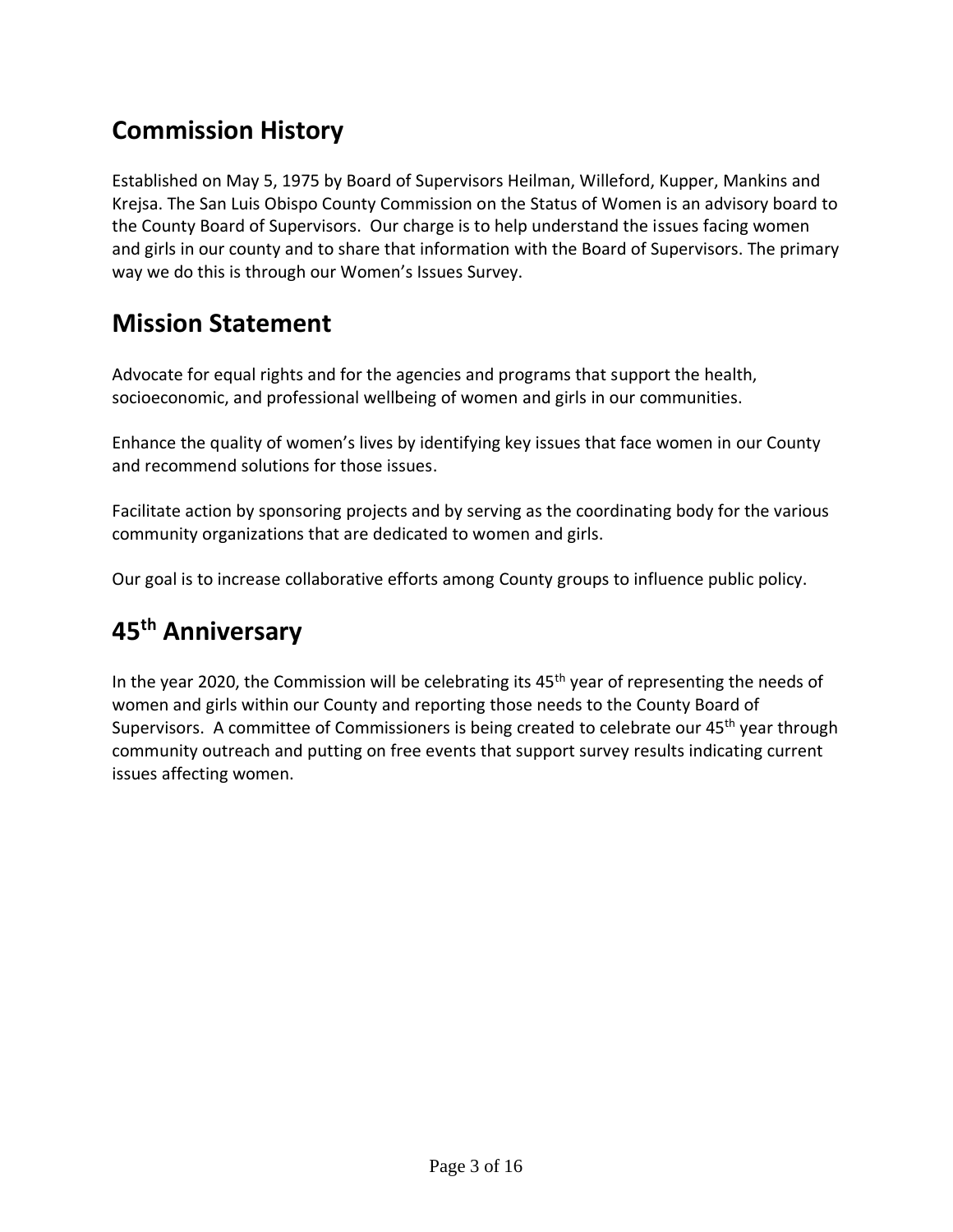## Commission History

Established on May 5, 1975 by Board of Supervisors Heilman, Willeford, Kupper, Mankins and Krejsa. The San Luis Obispo County Commission on the Status of Women is an advisory board to the County Board of Supervisors. Our charge is to help understand the issues facing women and girls in our county and to share that information with the Board of Supervisors. The primary way we do this is through our Women's Issues Survey.

## Mission Statement

Advocate for equal rights and for the agencies and programs that support the health, socioeconomic, and professional wellbeing of women and girls in our communities.

Enhance the quality of women's lives by identifying key issues that face women in our County and recommend solutions for those issues.

Facilitate action by sponsoring projects and by serving as the coordinating body for the various community organizations that are dedicated to women and girls.

Our goal is to increase collaborative efforts among County groups to influence public policy.

## 45th Anniversary

In the year 2020, the Commission will be celebrating its 45th year of representing the needs of women and girls within our County and reporting those needs to the County Board of Supervisors. A committee of Commissioners is being created to celebrate our 45th year through community outreach and putting on free events that support survey results indicating current issues affecting women.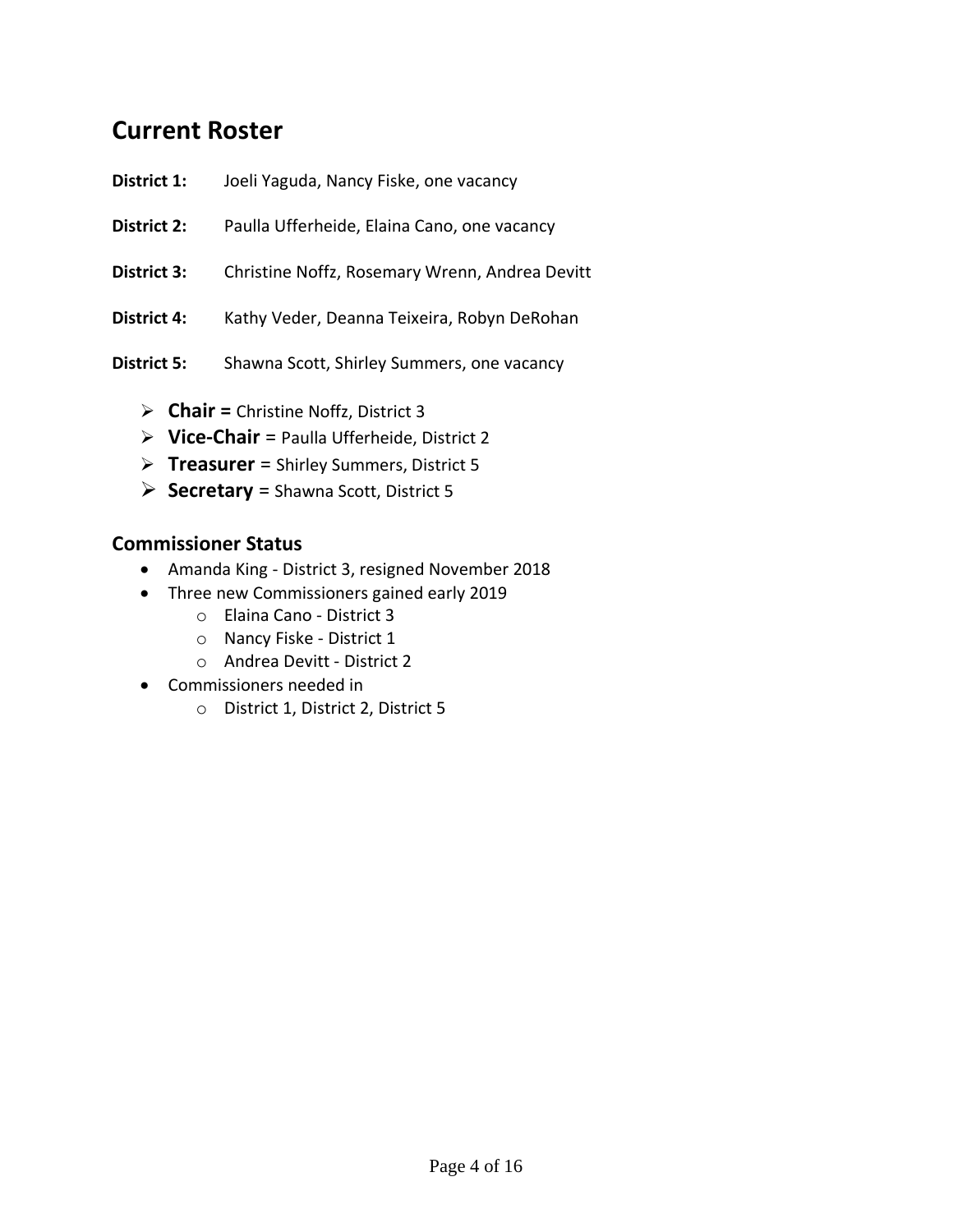## Current Roster

**District 1:** Joeli Yaguda, Nancy Fiske, one vacancy

**District 2:** Paulla Ufferheide, Elaina Cano, one vacancy

**District 3:** Christine Noffz, Rosemary Wrenn, Andrea Devitt

**District 4:** Kathy Veder, Deanna Teixeira, Robyn DeRohan

**District 5:** Shawna Scott, Shirley Summers, one vacancy

- **Chair =** Christine Noffz, District 3
- **Vice-Chair** = Paulla Ufferheide, District 2
- **Treasurer** = Shirley Summers, District 5
- **Secretary** = Shawna Scott, District 5

### Commissioner Status

- Amanda King - District 3, resigned November 2018
- Three new Commissioners gained early 2019
  - Elaina Cano - District 3
  - Nancy Fiske - District 1
  - Andrea Devitt - District 2
- Commissioners needed in
  - District 1, District 2, District 5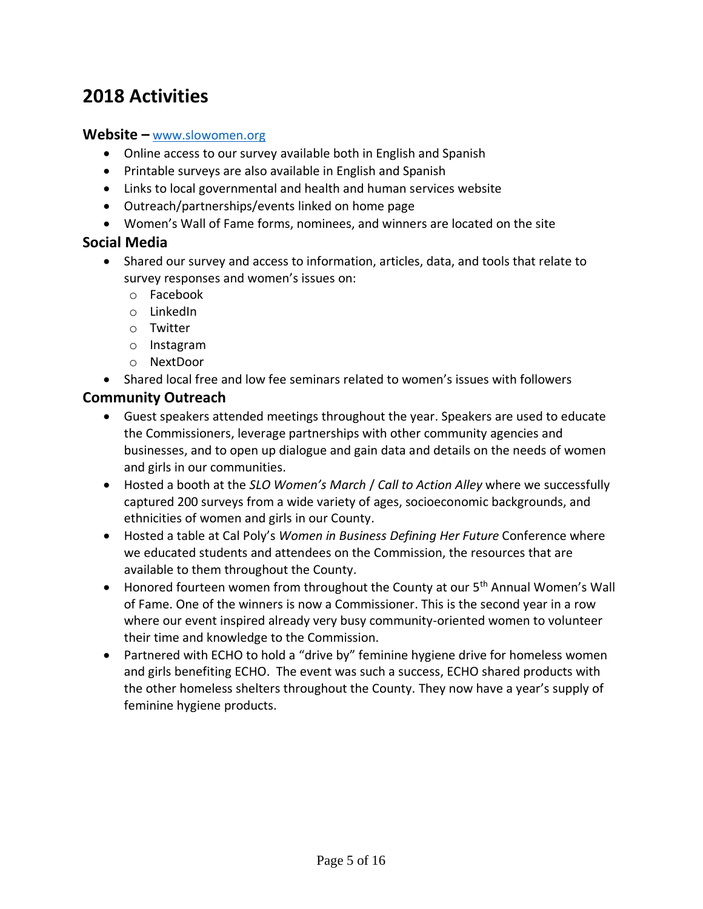# 2018 Activities

### Website – [www.slowomen.org](http://www.slowomen.org)

- Online access to our survey available both in English and Spanish
- Printable surveys are also available in English and Spanish
- Links to local governmental and health and human services website
- Outreach/partnerships/events linked on home page
- Women's Wall of Fame forms, nominees, and winners are located on the site

### Social Media

- Shared our survey and access to information, articles, data, and tools that relate to survey responses and women's issues on:
  - Facebook
  - LinkedIn
  - Twitter
  - Instagram
  - NextDoor
- Shared local free and low fee seminars related to women's issues with followers

### Community Outreach

- Guest speakers attended meetings throughout the year. Speakers are used to educate the Commissioners, leverage partnerships with other community agencies and businesses, and to open up dialogue and gain data and details on the needs of women and girls in our communities.
- Hosted a booth at the *SLO Women's March* / *Call to Action Alley* where we successfully captured 200 surveys from a wide variety of ages, socioeconomic backgrounds, and ethnicities of women and girls in our County.
- Hosted a table at Cal Poly's *Women in Business Defining Her Future* Conference where we educated students and attendees on the Commission, the resources that are available to them throughout the County.
- Honored fourteen women from throughout the County at our 5th Annual Women's Wall of Fame. One of the winners is now a Commissioner. This is the second year in a row where our event inspired already very busy community-oriented women to volunteer their time and knowledge to the Commission.
- Partnered with ECHO to hold a "drive by" feminine hygiene drive for homeless women and girls benefiting ECHO. The event was such a success, ECHO shared products with the other homeless shelters throughout the County. They now have a year's supply of feminine hygiene products.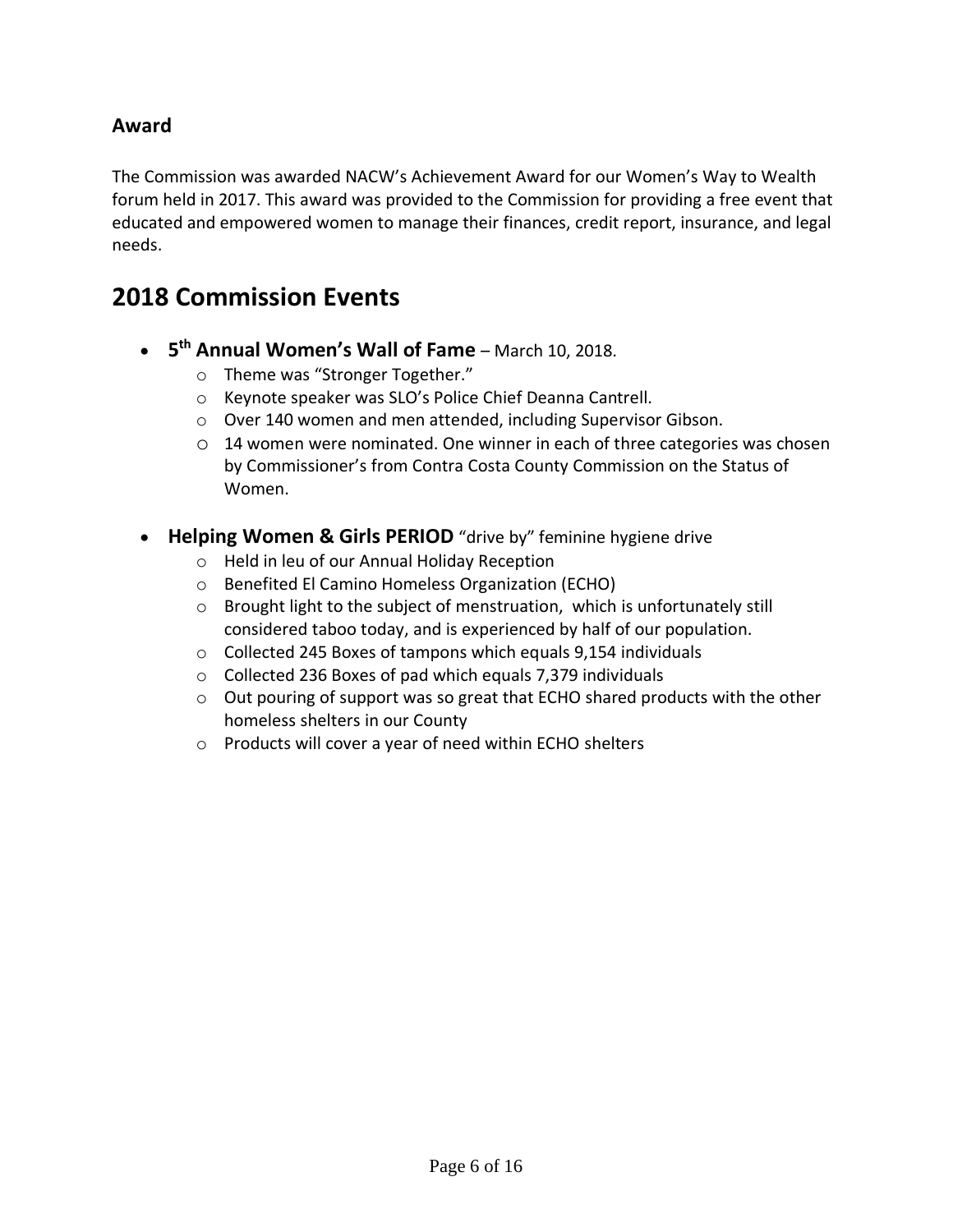### Award

The Commission was awarded NACW's Achievement Award for our Women's Way to Wealth forum held in 2017. This award was provided to the Commission for providing a free event that educated and empowered women to manage their finances, credit report, insurance, and legal needs.

## 2018 Commission Events

- **5th Annual Women's Wall of Fame** – March 10, 2018.
  - Theme was "Stronger Together."
  - Keynote speaker was SLO's Police Chief Deanna Cantrell.
  - Over 140 women and men attended, including Supervisor Gibson.
  - 14 women were nominated. One winner in each of three categories was chosen by Commissioner's from Contra Costa County Commission on the Status of Women.

- **Helping Women & Girls PERIOD** "drive by" feminine hygiene drive
  - Held in leu of our Annual Holiday Reception
  - Benefited El Camino Homeless Organization (ECHO)
  - Brought light to the subject of menstruation, which is unfortunately still considered taboo today, and is experienced by half of our population.
  - Collected 245 Boxes of tampons which equals 9,154 individuals
  - Collected 236 Boxes of pad which equals 7,379 individuals
  - Out pouring of support was so great that ECHO shared products with the other homeless shelters in our County
  - Products will cover a year of need within ECHO shelters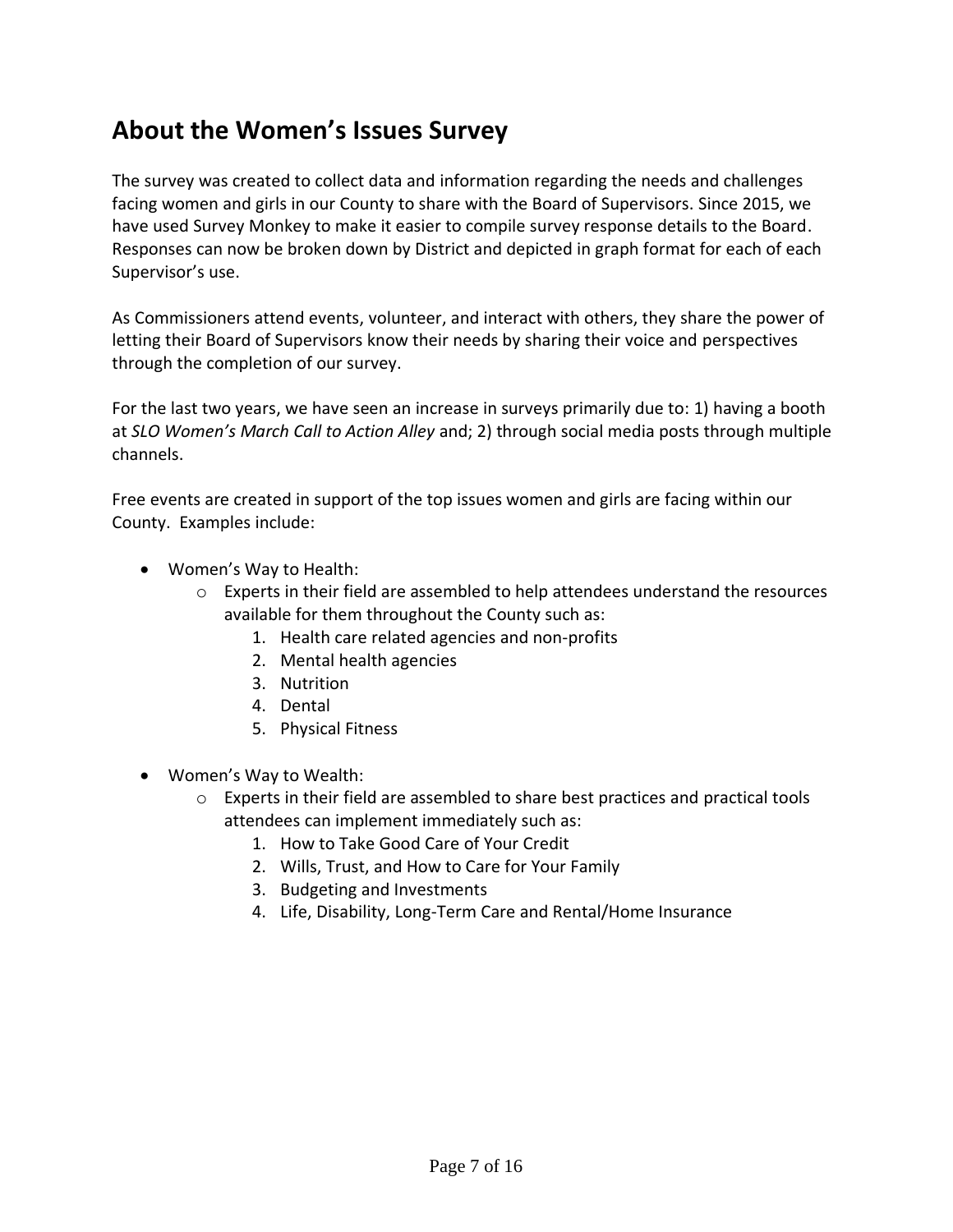## About the Women's Issues Survey

The survey was created to collect data and information regarding the needs and challenges facing women and girls in our County to share with the Board of Supervisors. Since 2015, we have used Survey Monkey to make it easier to compile survey response details to the Board. Responses can now be broken down by District and depicted in graph format for each of each Supervisor's use.

As Commissioners attend events, volunteer, and interact with others, they share the power of letting their Board of Supervisors know their needs by sharing their voice and perspectives through the completion of our survey.

For the last two years, we have seen an increase in surveys primarily due to: 1) having a booth at *SLO Women's March Call to Action Alley* and; 2) through social media posts through multiple channels.

Free events are created in support of the top issues women and girls are facing within our County. Examples include:

- Women's Way to Health:
    - Experts in their field are assembled to help attendees understand the resources available for them throughout the County such as:
        1. Health care related agencies and non-profits
        2. Mental health agencies
        3. Nutrition
        4. Dental
        5. Physical Fitness

- Women's Way to Wealth:
    - Experts in their field are assembled to share best practices and practical tools attendees can implement immediately such as:
        1. How to Take Good Care of Your Credit
        2. Wills, Trust, and How to Care for Your Family
        3. Budgeting and Investments
        4. Life, Disability, Long-Term Care and Rental/Home Insurance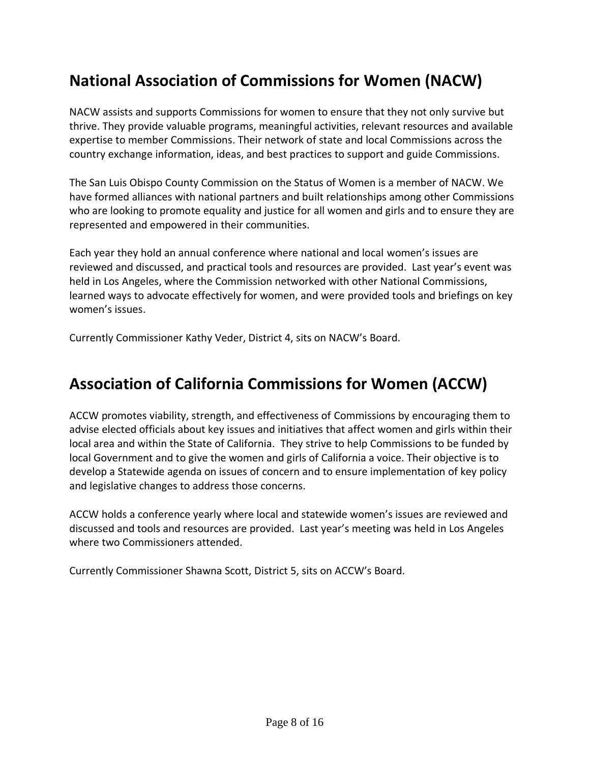## National Association of Commissions for Women (NACW)

NACW assists and supports Commissions for women to ensure that they not only survive but thrive. They provide valuable programs, meaningful activities, relevant resources and available expertise to member Commissions. Their network of state and local Commissions across the country exchange information, ideas, and best practices to support and guide Commissions.

The San Luis Obispo County Commission on the Status of Women is a member of NACW. We have formed alliances with national partners and built relationships among other Commissions who are looking to promote equality and justice for all women and girls and to ensure they are represented and empowered in their communities.

Each year they hold an annual conference where national and local women's issues are reviewed and discussed, and practical tools and resources are provided. Last year's event was held in Los Angeles, where the Commission networked with other National Commissions, learned ways to advocate effectively for women, and were provided tools and briefings on key women's issues.

Currently Commissioner Kathy Veder, District 4, sits on NACW's Board.

## Association of California Commissions for Women (ACCW)

ACCW promotes viability, strength, and effectiveness of Commissions by encouraging them to advise elected officials about key issues and initiatives that affect women and girls within their local area and within the State of California. They strive to help Commissions to be funded by local Government and to give the women and girls of California a voice. Their objective is to develop a Statewide agenda on issues of concern and to ensure implementation of key policy and legislative changes to address those concerns.

ACCW holds a conference yearly where local and statewide women's issues are reviewed and discussed and tools and resources are provided. Last year's meeting was held in Los Angeles where two Commissioners attended.

Currently Commissioner Shawna Scott, District 5, sits on ACCW's Board.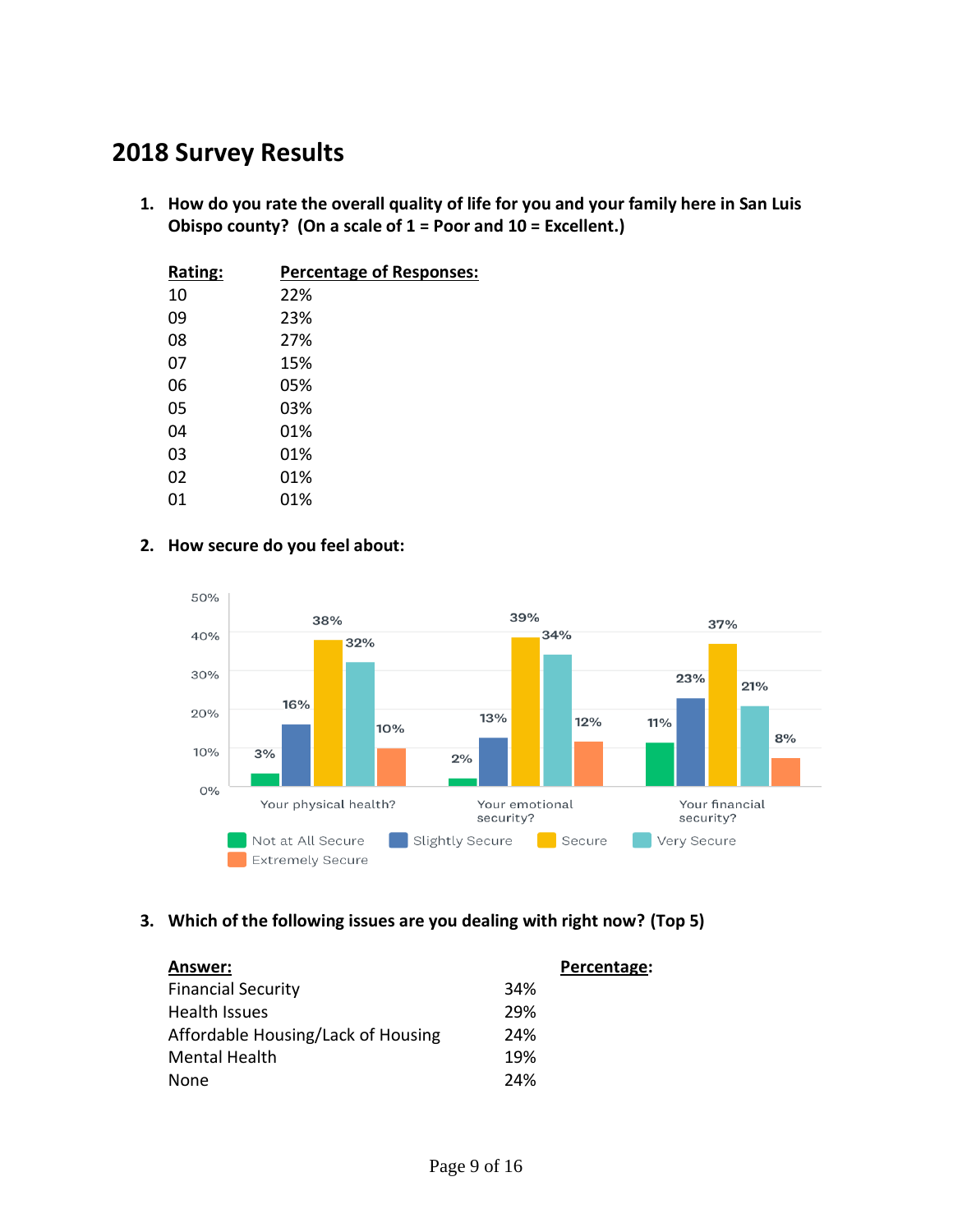# 2018 Survey Results

1. **How do you rate the overall quality of life for you and your family here in San Luis Obispo county? (On a scale of 1 = Poor and 10 = Excellent.)**

| Rating: | Percentage of Responses: |
| --- | --- |
| 10 | 22% |
| 09 | 23% |
| 08 | 27% |
| 07 | 15% |
| 06 | 05% |
| 05 | 03% |
| 04 | 01% |
| 03 | 01% |
| 02 | 01% |
| 01 | 01% |

2. **How secure do you feel about:**

| | Not at All Secure | Slightly Secure | Secure | Very Secure | Extremely Secure |
| --- | --- | --- | --- | --- | --- |
| Your physical health? | 3% | 16% | 38% | 32% | 10% |
| Your emotional security? | 2% | 13% | 39% | 34% | 12% |
| Your financial security? | 11% | 23% | 37% | 21% | 8% |

3. **Which of the following issues are you dealing with right now? (Top 5)**

| Answer: | Percentage: |
| --- | --- |
| Financial Security | 34% |
| Health Issues | 29% |
| Affordable Housing/Lack of Housing | 24% |
| Mental Health | 19% |
| None | 24% |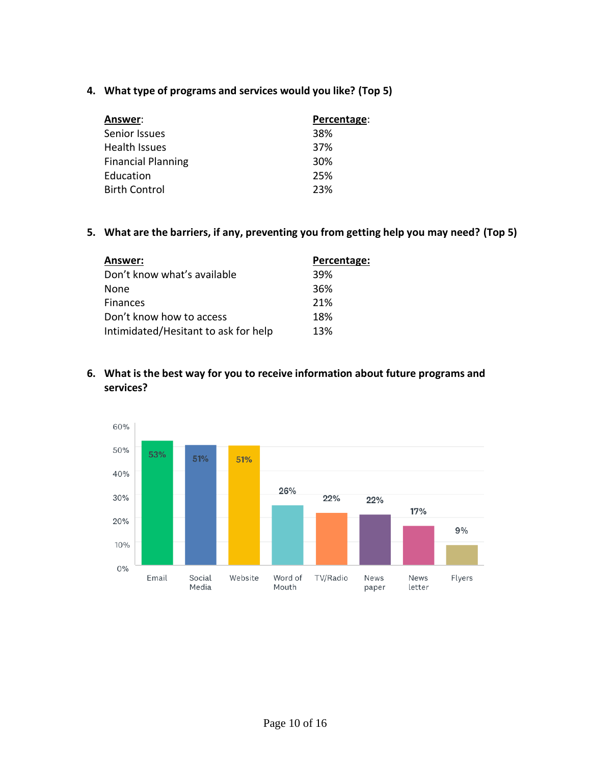4. **What type of programs and services would you like? (Top 5)**

| Answer: | Percentage: |
|---|---|
| Senior Issues | 38% |
| Health Issues | 37% |
| Financial Planning | 30% |
| Education | 25% |
| Birth Control | 23% |

5. **What are the barriers, if any, preventing you from getting help you may need? (Top 5)**

| Answer: | Percentage: |
|---|---|
| Don't know what's available | 39% |
| None | 36% |
| Finances | 21% |
| Don't know how to access | 18% |
| Intimidated/Hesitant to ask for help | 13% |

6. **What is the best way for you to receive information about future programs and services?**

| Answer | Percentage |
|---|---|
| Email | 53% |
| Social Media | 51% |
| Website | 51% |
| Word of Mouth | 26% |
| TV/Radio | 22% |
| News paper | 22% |
| News letter | 17% |
| Flyers | 9% |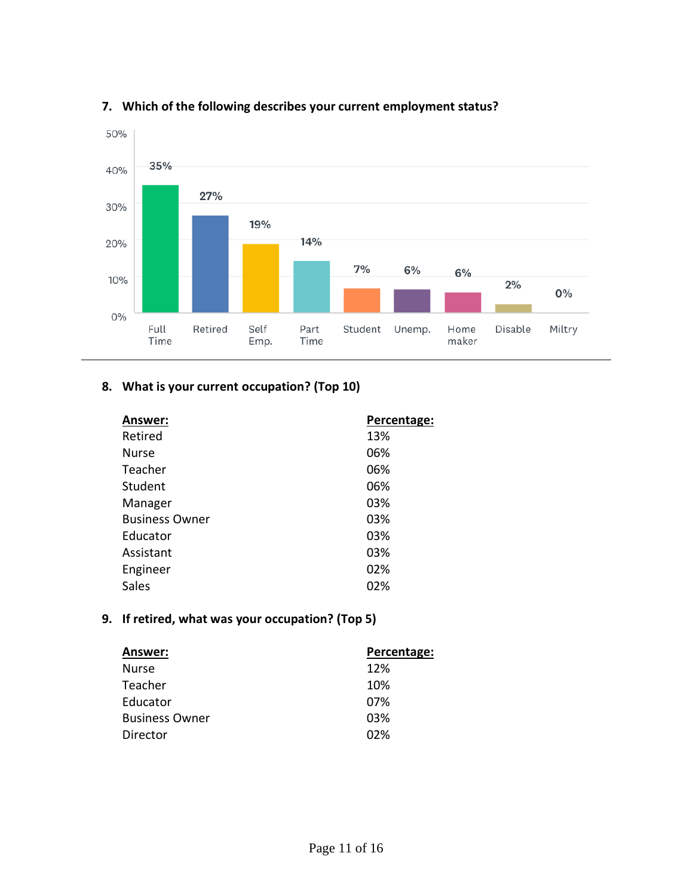## 7. Which of the following describes your current employment status?

| Employment Status | Percentage |
|---|---|
| Full Time | 35% |
| Retired | 27% |
| Self Emp. | 19% |
| Part Time | 14% |
| Student | 7% |
| Unemp. | 6% |
| Home maker | 6% |
| Disable | 2% |
| Miltry | 0% |

## 8. What is your current occupation? (Top 10)

| Answer: | Percentage: |
|---|---|
| Retired | 13% |
| Nurse | 06% |
| Teacher | 06% |
| Student | 06% |
| Manager | 03% |
| Business Owner | 03% |
| Educator | 03% |
| Assistant | 03% |
| Engineer | 02% |
| Sales | 02% |

## 9. If retired, what was your occupation? (Top 5)

| Answer: | Percentage: |
|---|---|
| Nurse | 12% |
| Teacher | 10% |
| Educator | 07% |
| Business Owner | 03% |
| Director | 02% |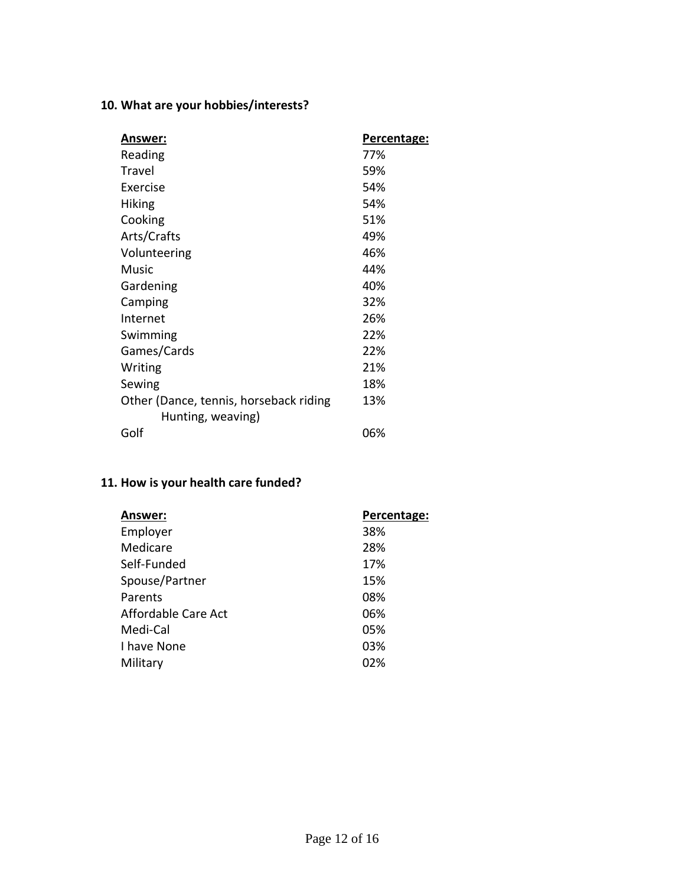**10. What are your hobbies/interests?**

| Answer: | Percentage: |
|---|---|
| Reading | 77% |
| Travel | 59% |
| Exercise | 54% |
| Hiking | 54% |
| Cooking | 51% |
| Arts/Crafts | 49% |
| Volunteering | 46% |
| Music | 44% |
| Gardening | 40% |
| Camping | 32% |
| Internet | 26% |
| Swimming | 22% |
| Games/Cards | 22% |
| Writing | 21% |
| Sewing | 18% |
| Other (Dance, tennis, horseback riding Hunting, weaving) | 13% |
| Golf | 06% |

**11. How is your health care funded?**

| Answer: | Percentage: |
|---|---|
| Employer | 38% |
| Medicare | 28% |
| Self-Funded | 17% |
| Spouse/Partner | 15% |
| Parents | 08% |
| Affordable Care Act | 06% |
| Medi-Cal | 05% |
| I have None | 03% |
| Military | 02% |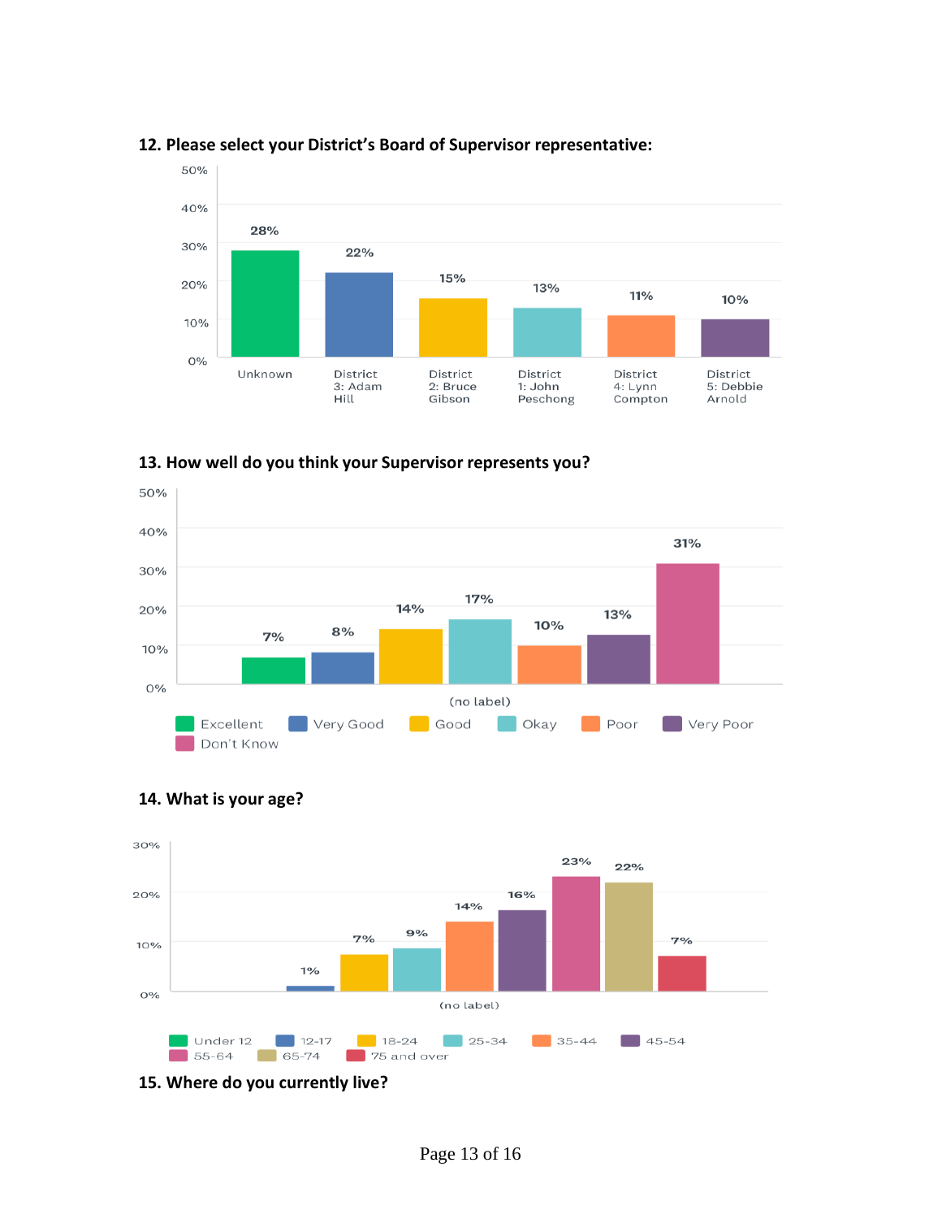**12. Please select your District's Board of Supervisor representative:**

| Response | Percentage |
| --- | --- |
| Unknown | 28% |
| District 3: Adam Hill | 22% |
| District 2: Bruce Gibson | 15% |
| District 1: John Peschong | 13% |
| District 4: Lynn Compton | 11% |
| District 5: Debbie Arnold | 10% |

**13. How well do you think your Supervisor represents you?**

| Response | Percentage |
| --- | --- |
| Excellent | 7% |
| Very Good | 8% |
| Good | 14% |
| Okay | 17% |
| Poor | 10% |
| Very Poor | 13% |
| Don't Know | 31% |

**14. What is your age?**

| Response | Percentage |
| --- | --- |
| Under 12 | |
| 12-17 | 1% |
| 18-24 | 7% |
| 25-34 | 9% |
| 35-44 | 14% |
| 45-54 | 16% |
| 55-64 | 23% |
| 65-74 | 22% |
| 75 and over | 7% |

**15. Where do you currently live?**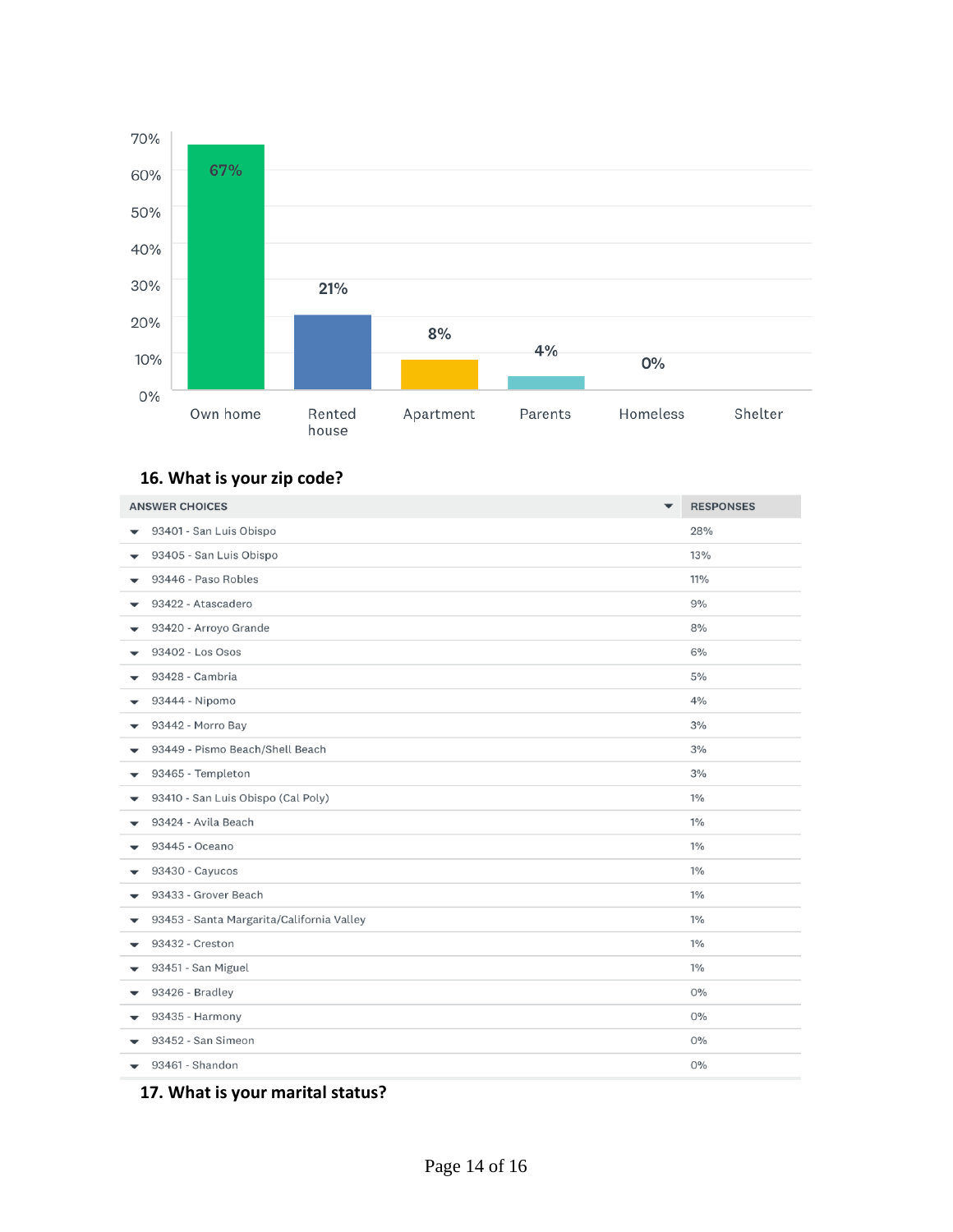| Own home | Rented house | Apartment | Parents | Homeless | Shelter |
|---|---|---|---|---|---|
| 67% | 21% | 8% | 4% | 0% | |

### 16. What is your zip code?

| ANSWER CHOICES | RESPONSES |
|---|---|
| 93401 - San Luis Obispo | 28% |
| 93405 - San Luis Obispo | 13% |
| 93446 - Paso Robles | 11% |
| 93422 - Atascadero | 9% |
| 93420 - Arroyo Grande | 8% |
| 93402 - Los Osos | 6% |
| 93428 - Cambria | 5% |
| 93444 - Nipomo | 4% |
| 93442 - Morro Bay | 3% |
| 93449 - Pismo Beach/Shell Beach | 3% |
| 93465 - Templeton | 3% |
| 93410 - San Luis Obispo (Cal Poly) | 1% |
| 93424 - Avila Beach | 1% |
| 93445 - Oceano | 1% |
| 93430 - Cayucos | 1% |
| 93433 - Grover Beach | 1% |
| 93453 - Santa Margarita/California Valley | 1% |
| 93432 - Creston | 1% |
| 93451 - San Miguel | 1% |
| 93426 - Bradley | 0% |
| 93435 - Harmony | 0% |
| 93452 - San Simeon | 0% |
| 93461 - Shandon | 0% |

### 17. What is your marital status?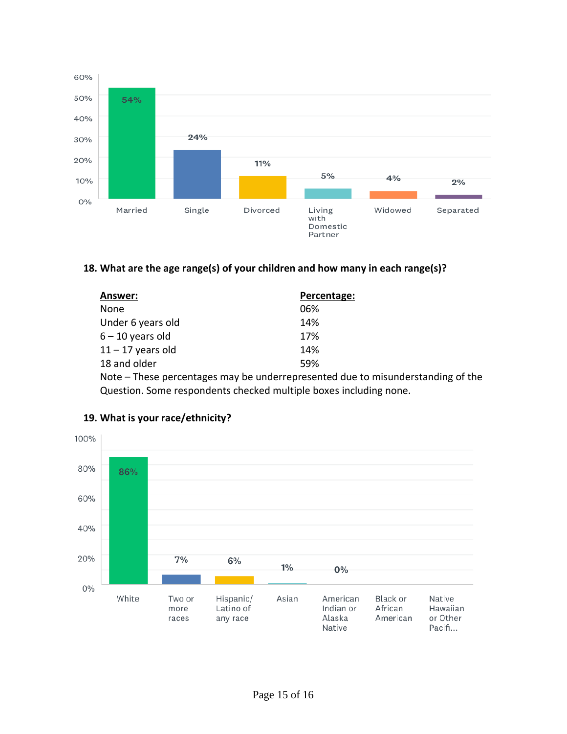| Married | Single | Divorced | Living with Domestic Partner | Widowed | Separated |
|---|---|---|---|---|---|
| 54% | 24% | 11% | 5% | 4% | 2% |

**18. What are the age range(s) of your children and how many in each range(s)?**

| Answer: | Percentage: |
|---|---|
| None | 06% |
| Under 6 years old | 14% |
| 6 – 10 years old | 17% |
| 11 – 17 years old | 14% |
| 18 and older | 59% |

Note – These percentages may be underrepresented due to misunderstanding of the Question. Some respondents checked multiple boxes including none.

**19. What is your race/ethnicity?**

| White | Two or more races | Hispanic/ Latino of any race | Asian | American Indian or Alaska Native | Black or African American | Native Hawaiian or Other Pacifi... |
|---|---|---|---|---|---|---|
| 86% | 7% | 6% | 1% | 0% | | |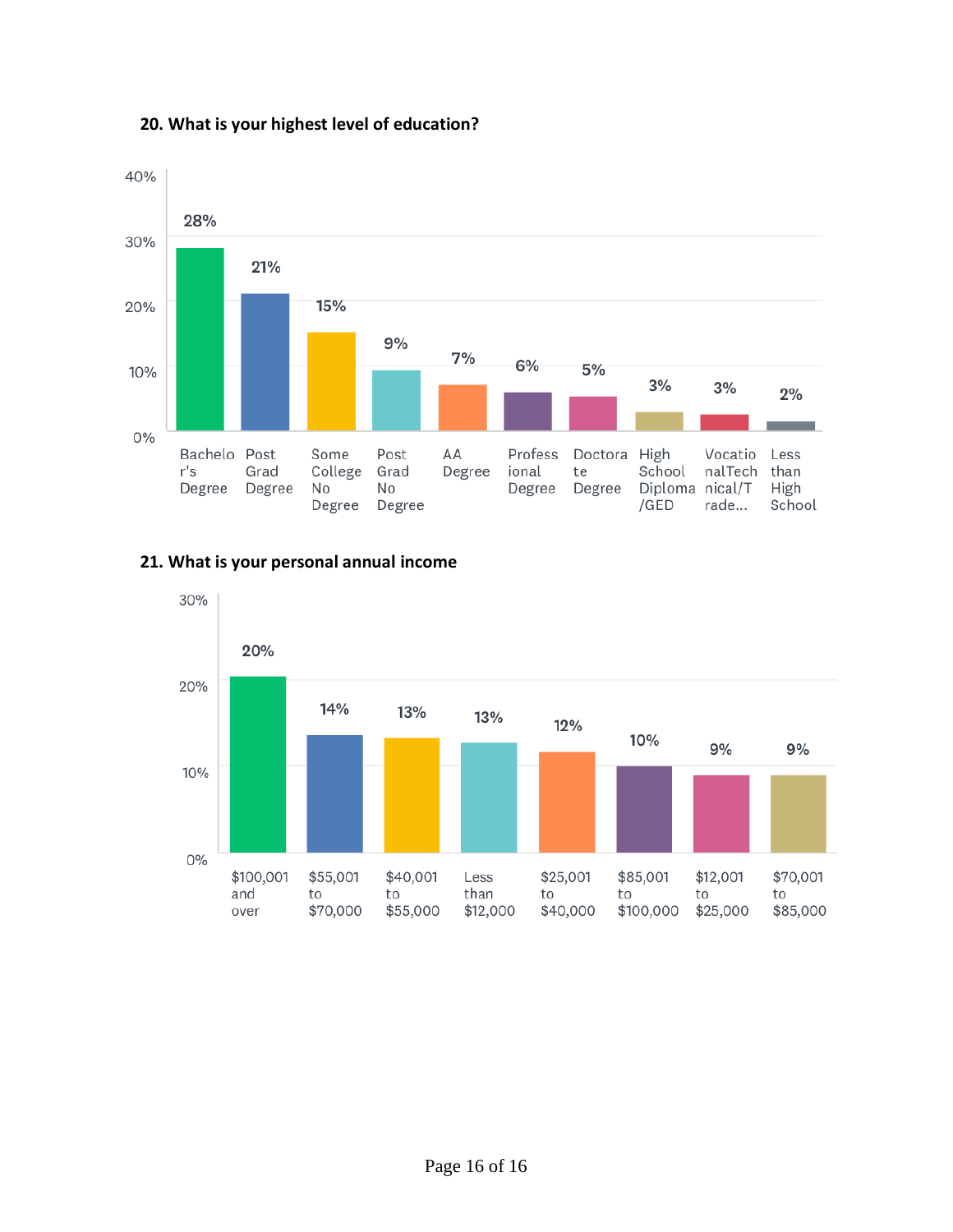**20. What is your highest level of education?**

40%
30%
20%
10%
0%

28%
21%
15%
9%
7%
6%
5%
3%
3%
2%

Bachelor's Degree
Post Grad Degree
Some College No Degree
Post Grad No Degree
AA Degree
Professional Degree
Doctorate Degree
High School Diploma /GED
VocationalTechnical/Trade...
Less than High School

**21. What is your personal annual income**

30%
20%
10%
0%

20%
14%
13%
13%
12%
10%
9%
9%

$100,001 and over
$55,001 to $70,000
$40,001 to $55,000
Less than $12,000
$25,001 to $40,000
$85,001 to $100,000
$12,001 to $25,000
$70,001 to $85,000